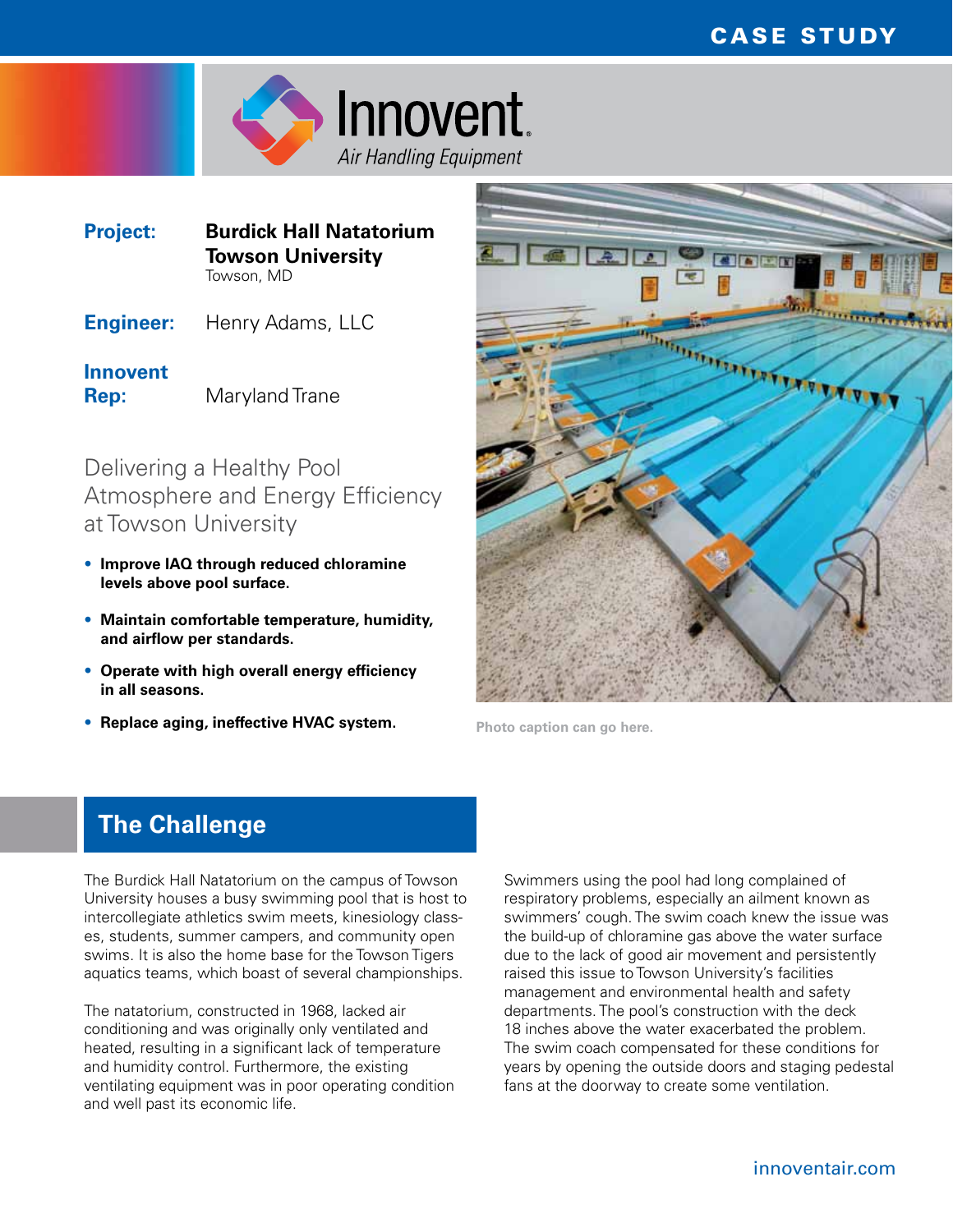CASE STUDY

**Innovent**
*Air Handling Equipment*

**Project:** **Burdick Hall Natatorium Towson University**
Towson, MD

**Engineer:** Henry Adams, LLC

**Innovent Rep:** Maryland Trane

## Delivering a Healthy Pool Atmosphere and Energy Efficiency at Towson University

- **Improve IAQ through reduced chloramine levels above pool surface.**
- **Maintain comfortable temperature, humidity, and airflow per standards.**
- **Operate with high overall energy efficiency in all seasons.**
- **Replace aging, ineffective HVAC system.**

Photo caption can go here.

## The Challenge

The Burdick Hall Natatorium on the campus of Towson University houses a busy swimming pool that is host to intercollegiate athletics swim meets, kinesiology classes, students, summer campers, and community open swims. It is also the home base for the Towson Tigers aquatics teams, which boast of several championships.

The natatorium, constructed in 1968, lacked air conditioning and was originally only ventilated and heated, resulting in a significant lack of temperature and humidity control. Furthermore, the existing ventilating equipment was in poor operating condition and well past its economic life.

Swimmers using the pool had long complained of respiratory problems, especially an ailment known as swimmers' cough. The swim coach knew the issue was the build-up of chloramine gas above the water surface due to the lack of good air movement and persistently raised this issue to Towson University's facilities management and environmental health and safety departments. The pool's construction with the deck 18 inches above the water exacerbated the problem. The swim coach compensated for these conditions for years by opening the outside doors and staging pedestal fans at the doorway to create some ventilation.

innoventair.com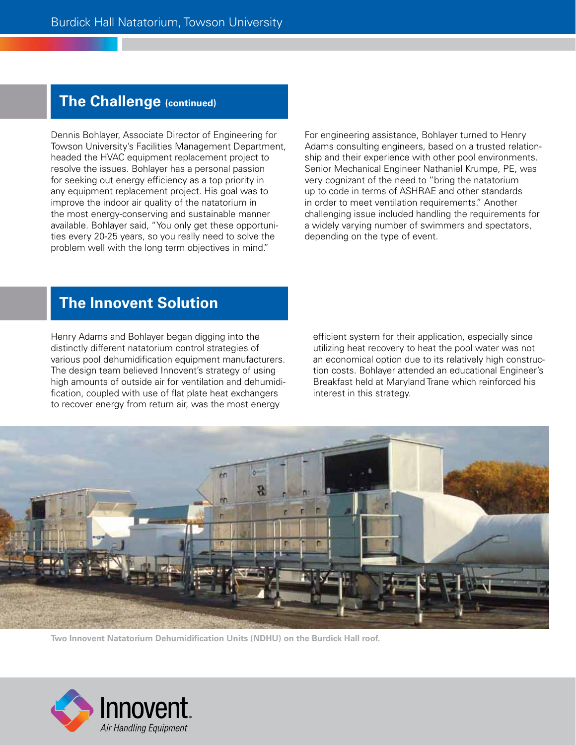## The Challenge (continued)

Dennis Bohlayer, Associate Director of Engineering for Towson University's Facilities Management Department, headed the HVAC equipment replacement project to resolve the issues. Bohlayer has a personal passion for seeking out energy efficiency as a top priority in any equipment replacement project. His goal was to improve the indoor air quality of the natatorium in the most energy-conserving and sustainable manner available. Bohlayer said, "You only get these opportunities every 20-25 years, so you really need to solve the problem well with the long term objectives in mind."

For engineering assistance, Bohlayer turned to Henry Adams consulting engineers, based on a trusted relationship and their experience with other pool environments. Senior Mechanical Engineer Nathaniel Krumpe, PE, was very cognizant of the need to "bring the natatorium up to code in terms of ASHRAE and other standards in order to meet ventilation requirements." Another challenging issue included handling the requirements for a widely varying number of swimmers and spectators, depending on the type of event.

## The Innovent Solution

Henry Adams and Bohlayer began digging into the distinctly different natatorium control strategies of various pool dehumidification equipment manufacturers. The design team believed Innovent's strategy of using high amounts of outside air for ventilation and dehumidification, coupled with use of flat plate heat exchangers to recover energy from return air, was the most energy efficient system for their application, especially since utilizing heat recovery to heat the pool water was not an economical option due to its relatively high construction costs. Bohlayer attended an educational Engineer's Breakfast held at Maryland Trane which reinforced his interest in this strategy.

**Two Innovent Natatorium Dehumidification Units (NDHU) on the Burdick Hall roof.**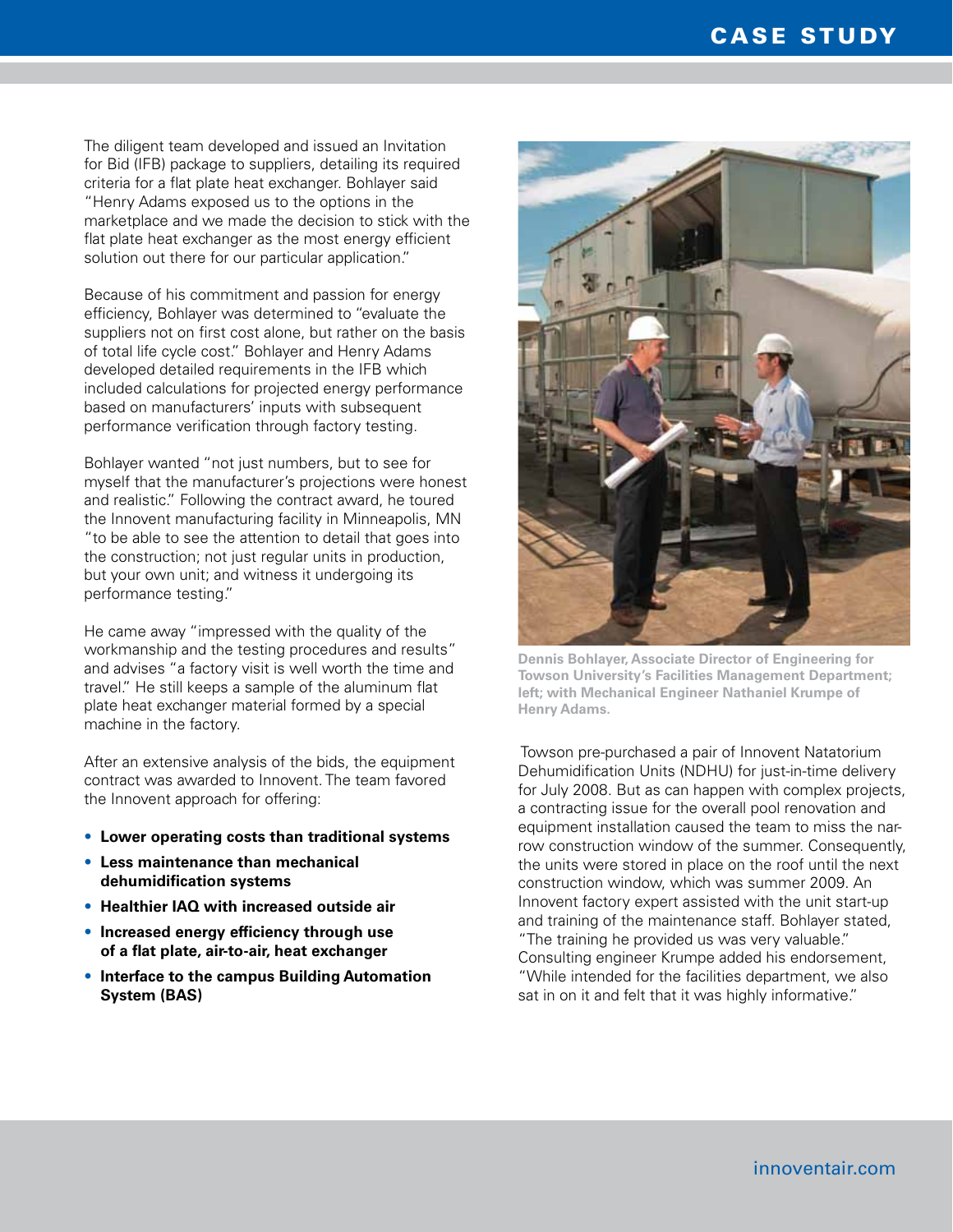The diligent team developed and issued an Invitation for Bid (IFB) package to suppliers, detailing its required criteria for a flat plate heat exchanger. Bohlayer said "Henry Adams exposed us to the options in the marketplace and we made the decision to stick with the flat plate heat exchanger as the most energy efficient solution out there for our particular application."

Because of his commitment and passion for energy efficiency, Bohlayer was determined to "evaluate the suppliers not on first cost alone, but rather on the basis of total life cycle cost." Bohlayer and Henry Adams developed detailed requirements in the IFB which included calculations for projected energy performance based on manufacturers' inputs with subsequent performance verification through factory testing.

Bohlayer wanted "not just numbers, but to see for myself that the manufacturer's projections were honest and realistic." Following the contract award, he toured the Innovent manufacturing facility in Minneapolis, MN "to be able to see the attention to detail that goes into the construction; not just regular units in production, but your own unit; and witness it undergoing its performance testing."

He came away "impressed with the quality of the workmanship and the testing procedures and results" and advises "a factory visit is well worth the time and travel." He still keeps a sample of the aluminum flat plate heat exchanger material formed by a special machine in the factory.

After an extensive analysis of the bids, the equipment contract was awarded to Innovent. The team favored the Innovent approach for offering:

- **Lower operating costs than traditional systems**
- **Less maintenance than mechanical dehumidification systems**
- **Healthier IAQ with increased outside air**
- **Increased energy efficiency through use of a flat plate, air-to-air, heat exchanger**
- **Interface to the campus Building Automation System (BAS)**

**Dennis Bohlayer, Associate Director of Engineering for Towson University's Facilities Management Department; left; with Mechanical Engineer Nathaniel Krumpe of Henry Adams.**

Towson pre-purchased a pair of Innovent Natatorium Dehumidification Units (NDHU) for just-in-time delivery for July 2008. But as can happen with complex projects, a contracting issue for the overall pool renovation and equipment installation caused the team to miss the narrow construction window of the summer. Consequently, the units were stored in place on the roof until the next construction window, which was summer 2009. An Innovent factory expert assisted with the unit start-up and training of the maintenance staff. Bohlayer stated, "The training he provided us was very valuable." Consulting engineer Krumpe added his endorsement, "While intended for the facilities department, we also sat in on it and felt that it was highly informative."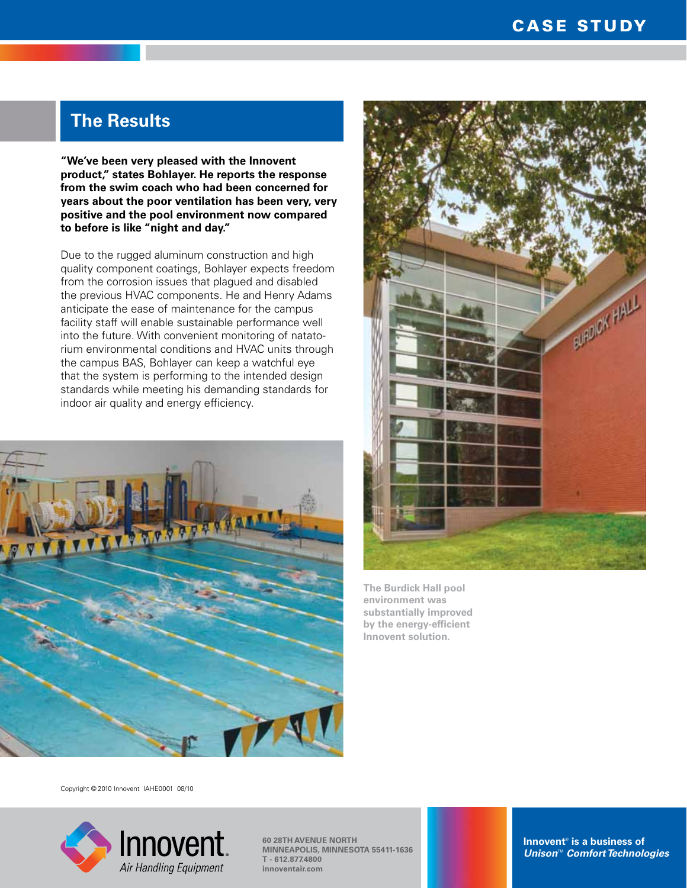## The Results

**"We've been very pleased with the Innovent product," states Bohlayer. He reports the response from the swim coach who had been concerned for years about the poor ventilation has been very, very positive and the pool environment now compared to before is like "night and day."**

Due to the rugged aluminum construction and high quality component coatings, Bohlayer expects freedom from the corrosion issues that plagued and disabled the previous HVAC components. He and Henry Adams anticipate the ease of maintenance for the campus facility staff will enable sustainable performance well into the future. With convenient monitoring of natatorium environmental conditions and HVAC units through the campus BAS, Bohlayer can keep a watchful eye that the system is performing to the intended design standards while meeting his demanding standards for indoor air quality and energy efficiency.

The Burdick Hall pool environment was substantially improved by the energy-efficient Innovent solution.

Copyright © 2010 Innovent IAHE0001 08/10

Innovent. Air Handling Equipment

60 28TH AVENUE NORTH
MINNEAPOLIS, MINNESOTA 55411-1636
T - 612.877.4800
innoventair.com

Innovent® is a business of *Unison™ Comfort Technologies*